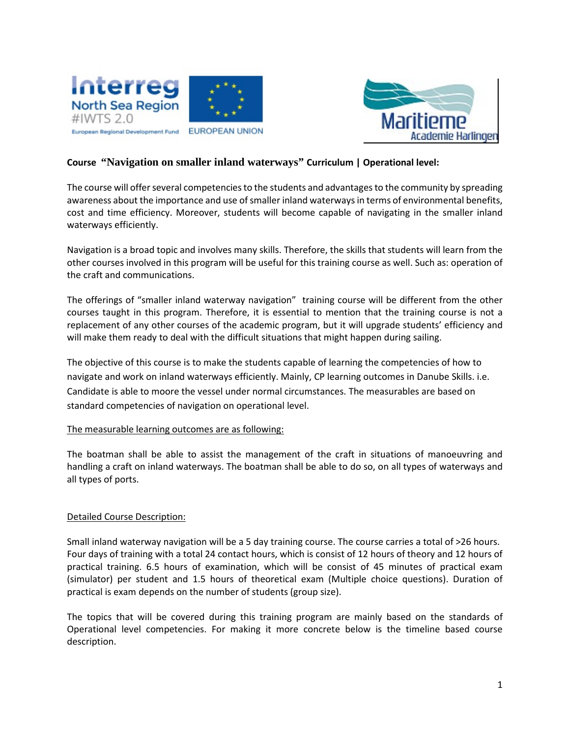**Course “Navigation on smaller inland waterways” Curriculum | Operational level:**

The course will offer several competencies to the students and advantages to the community by spreading awareness about the importance and use of smaller inland waterways in terms of environmental benefits, cost and time efficiency. Moreover, students will become capable of navigating in the smaller inland waterways efficiently.

Navigation is a broad topic and involves many skills. Therefore, the skills that students will learn from the other courses involved in this program will be useful for this training course as well. Such as: operation of the craft and communications.

The offerings of “smaller inland waterway navigation” training course will be different from the other courses taught in this program. Therefore, it is essential to mention that the training course is not a replacement of any other courses of the academic program, but it will upgrade students’ efficiency and will make them ready to deal with the difficult situations that might happen during sailing.

The objective of this course is to make the students capable of learning the competencies of how to navigate and work on inland waterways efficiently. Mainly, CP learning outcomes in Danube Skills. i.e. Candidate is able to moore the vessel under normal circumstances. The measurables are based on standard competencies of navigation on operational level.

<u>The measurable learning outcomes are as following:</u>

The boatman shall be able to assist the management of the craft in situations of manoeuvring and handling a craft on inland waterways. The boatman shall be able to do so, on all types of waterways and all types of ports.

<u>Detailed Course Description:</u>

Small inland waterway navigation will be a 5 day training course. The course carries a total of >26 hours. Four days of training with a total 24 contact hours, which is consist of 12 hours of theory and 12 hours of practical training. 6.5 hours of examination, which will be consist of 45 minutes of practical exam (simulator) per student and 1.5 hours of theoretical exam (Multiple choice questions). Duration of practical is exam depends on the number of students (group size).

The topics that will be covered during this training program are mainly based on the standards of Operational level competencies. For making it more concrete below is the timeline based course description.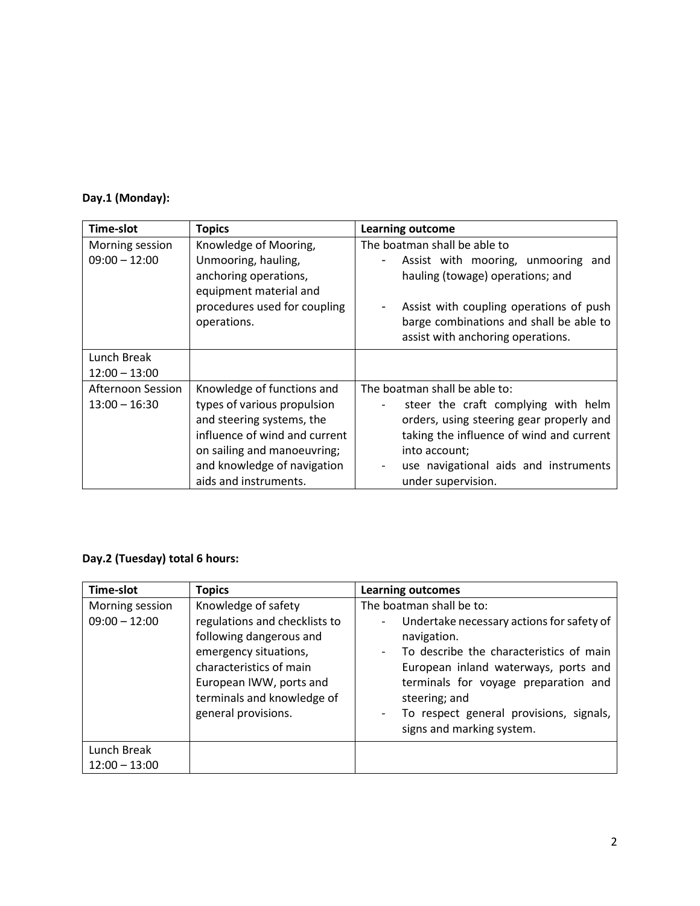**Day.1 (Monday):**

| Time-slot | Topics | Learning outcome |
| --- | --- | --- |
| Morning session 09:00 – 12:00 | Knowledge of Mooring, Unmooring, hauling, anchoring operations, equipment material and procedures used for coupling operations. | The boatman shall be able to<br>- Assist with mooring, unmooring and hauling (towage) operations; and<br>- Assist with coupling operations of push barge combinations and shall be able to assist with anchoring operations. |
| Lunch Break 12:00 – 13:00 | | |
| Afternoon Session 13:00 – 16:30 | Knowledge of functions and types of various propulsion and steering systems, the influence of wind and current on sailing and manoeuvring; and knowledge of navigation aids and instruments. | The boatman shall be able to:<br>- steer the craft complying with helm orders, using steering gear properly and taking the influence of wind and current into account;<br>- use navigational aids and instruments under supervision. |

**Day.2 (Tuesday) total 6 hours:**

| Time-slot | Topics | Learning outcomes |
| --- | --- | --- |
| Morning session 09:00 – 12:00 | Knowledge of safety regulations and checklists to following dangerous and emergency situations, characteristics of main European IWW, ports and terminals and knowledge of general provisions. | The boatman shall be to:<br>- Undertake necessary actions for safety of navigation.<br>- To describe the characteristics of main European inland waterways, ports and terminals for voyage preparation and steering; and<br>- To respect general provisions, signals, signs and marking system. |
| Lunch Break 12:00 – 13:00 | | |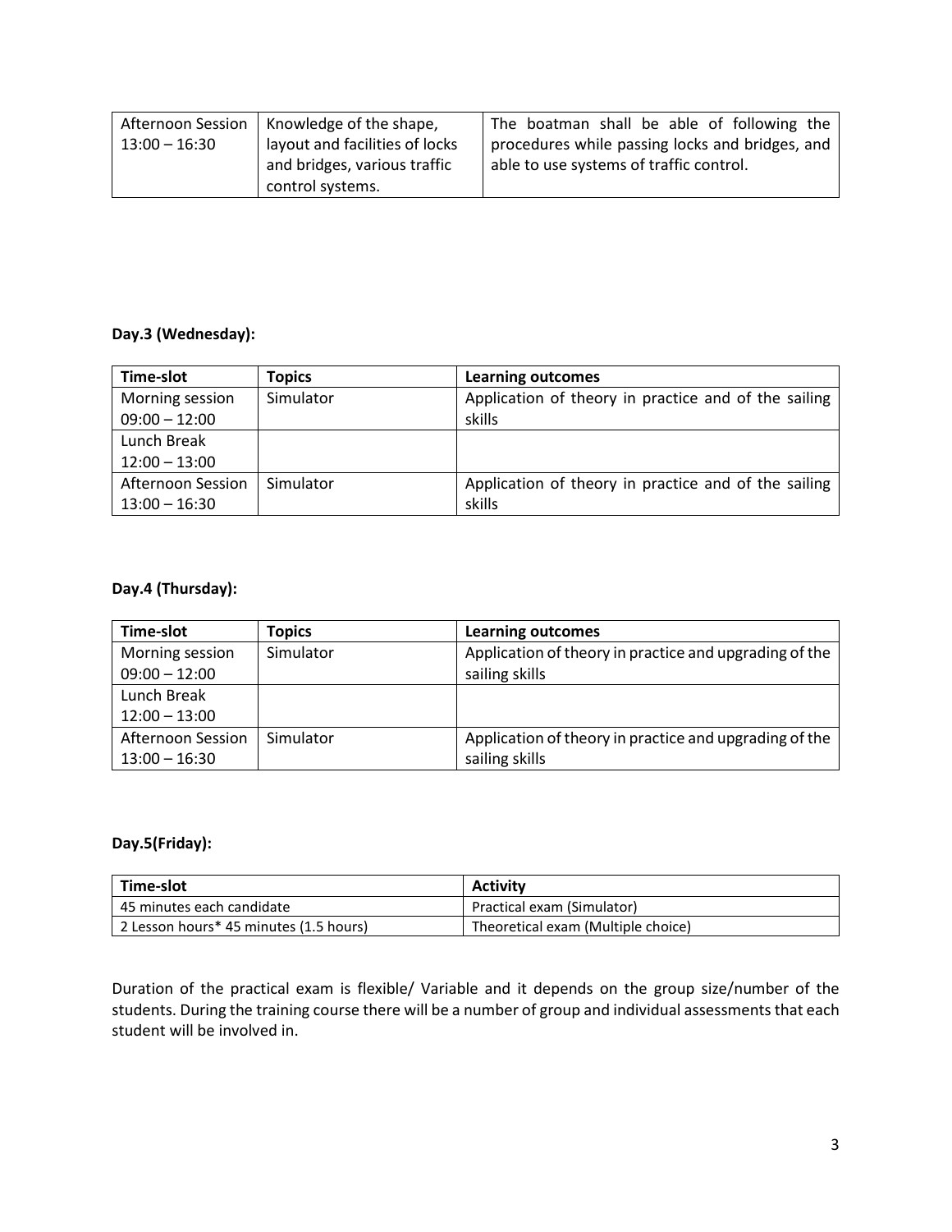| Afternoon Session 13:00 – 16:30 | Knowledge of the shape, layout and facilities of locks and bridges, various traffic control systems. | The boatman shall be able of following the procedures while passing locks and bridges, and able to use systems of traffic control. |
|---|---|---|

**Day.3 (Wednesday):**

| Time-slot | Topics | Learning outcomes |
|---|---|---|
| Morning session 09:00 – 12:00 | Simulator | Application of theory in practice and of the sailing skills |
| Lunch Break 12:00 – 13:00 | | |
| Afternoon Session 13:00 – 16:30 | Simulator | Application of theory in practice and of the sailing skills |

**Day.4 (Thursday):**

| Time-slot | Topics | Learning outcomes |
|---|---|---|
| Morning session 09:00 – 12:00 | Simulator | Application of theory in practice and upgrading of the sailing skills |
| Lunch Break 12:00 – 13:00 | | |
| Afternoon Session 13:00 – 16:30 | Simulator | Application of theory in practice and upgrading of the sailing skills |

**Day.5(Friday):**

| Time-slot | Activity |
|---|---|
| 45 minutes each candidate | Practical exam (Simulator) |
| 2 Lesson hours* 45 minutes (1.5 hours) | Theoretical exam (Multiple choice) |

Duration of the practical exam is flexible/ Variable and it depends on the group size/number of the students. During the training course there will be a number of group and individual assessments that each student will be involved in.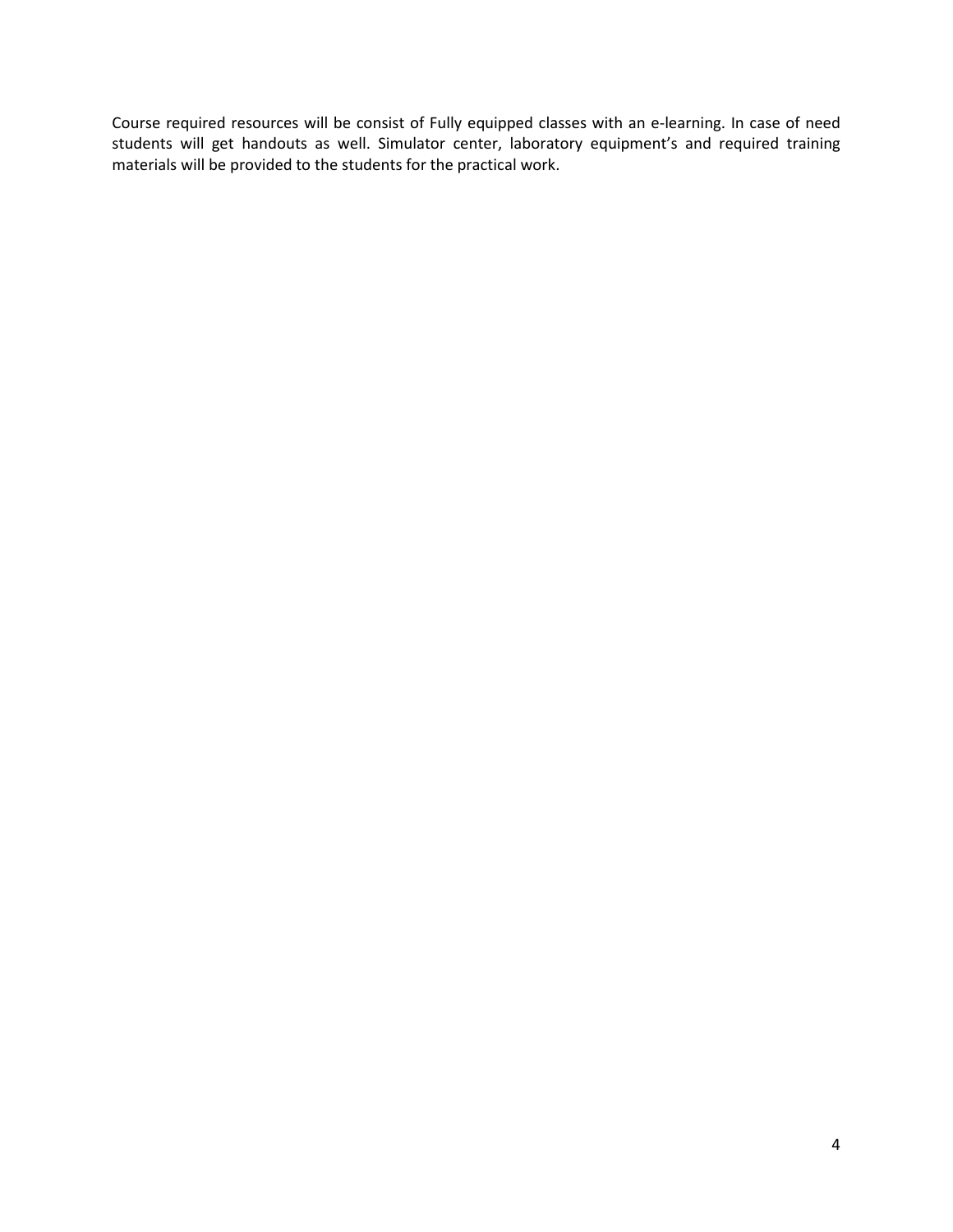Course required resources will be consist of Fully equipped classes with an e-learning. In case of need students will get handouts as well. Simulator center, laboratory equipment's and required training materials will be provided to the students for the practical work.